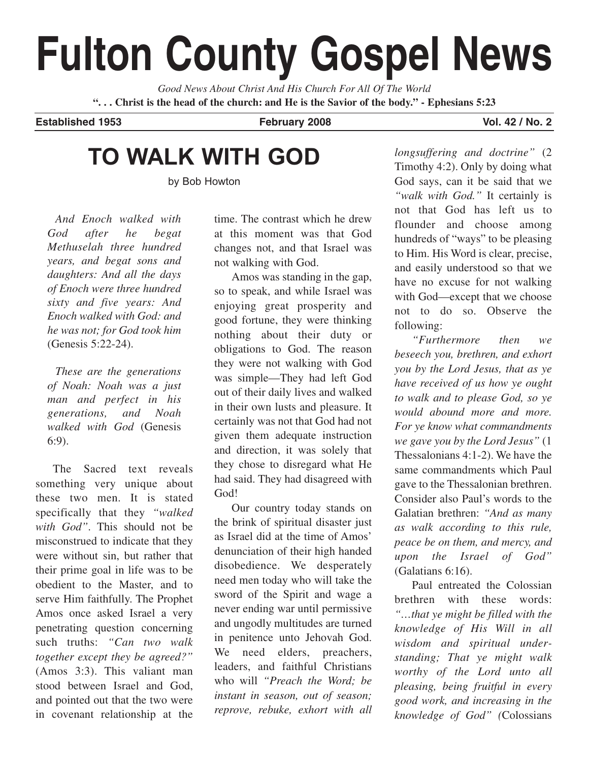# Fulton County Gospel News

*Good News About Christ And His Church For All Of The World*

**". . . Christ is the head of the church: and He is the Savior of the body." - Ephesians 5:23**

**Established 1953** **February 2008** **Vol. 42 / No. 2**

## TO WALK WITH GOD

by Bob Howton

*And Enoch walked with God after he begat Methuselah three hundred years, and begat sons and daughters: And all the days of Enoch were three hundred sixty and five years: And Enoch walked with God: and he was not; for God took him* (Genesis 5:22-24).

*These are the generations of Noah: Noah was a just man and perfect in his generations, and Noah walked with God* (Genesis 6:9).

The Sacred text reveals something very unique about these two men. It is stated specifically that they *"walked with God"*. This should not be misconstrued to indicate that they were without sin, but rather that their prime goal in life was to be obedient to the Master, and to serve Him faithfully. The Prophet Amos once asked Israel a very penetrating question concerning such truths: *"Can two walk together except they be agreed?"* (Amos 3:3). This valiant man stood between Israel and God, and pointed out that the two were in covenant relationship at the time. The contrast which he drew at this moment was that God changes not, and that Israel was not walking with God.

Amos was standing in the gap, so to speak, and while Israel was enjoying great prosperity and good fortune, they were thinking nothing about their duty or obligations to God. The reason they were not walking with God was simple—They had left God out of their daily lives and walked in their own lusts and pleasure. It certainly was not that God had not given them adequate instruction and direction, it was solely that they chose to disregard what He had said. They had disagreed with God!

Our country today stands on the brink of spiritual disaster just as Israel did at the time of Amos' denunciation of their high handed disobedience. We desperately need men today who will take the sword of the Spirit and wage a never ending war until permissive and ungodly multitudes are turned in penitence unto Jehovah God. We need elders, preachers, leaders, and faithful Christians who will *"Preach the Word; be instant in season, out of season; reprove, rebuke, exhort with all longsuffering and doctrine"* (2 Timothy 4:2). Only by doing what God says, can it be said that we *"walk with God."* It certainly is not that God has left us to flounder and choose among hundreds of "ways" to be pleasing to Him. His Word is clear, precise, and easily understood so that we have no excuse for not walking with God—except that we choose not to do so. Observe the following:

*"Furthermore then we beseech you, brethren, and exhort you by the Lord Jesus, that as ye have received of us how ye ought to walk and to please God, so ye would abound more and more. For ye know what commandments we gave you by the Lord Jesus"* (1 Thessalonians 4:1-2). We have the same commandments which Paul gave to the Thessalonian brethren. Consider also Paul's words to the Galatian brethren: *"And as many as walk according to this rule, peace be on them, and mercy, and upon the Israel of God"* (Galatians 6:16).

Paul entreated the Colossian brethren with these words: *"…that ye might be filled with the knowledge of His Will in all wisdom and spiritual understanding; That ye might walk worthy of the Lord unto all pleasing, being fruitful in every good work, and increasing in the knowledge of God" (*Colossians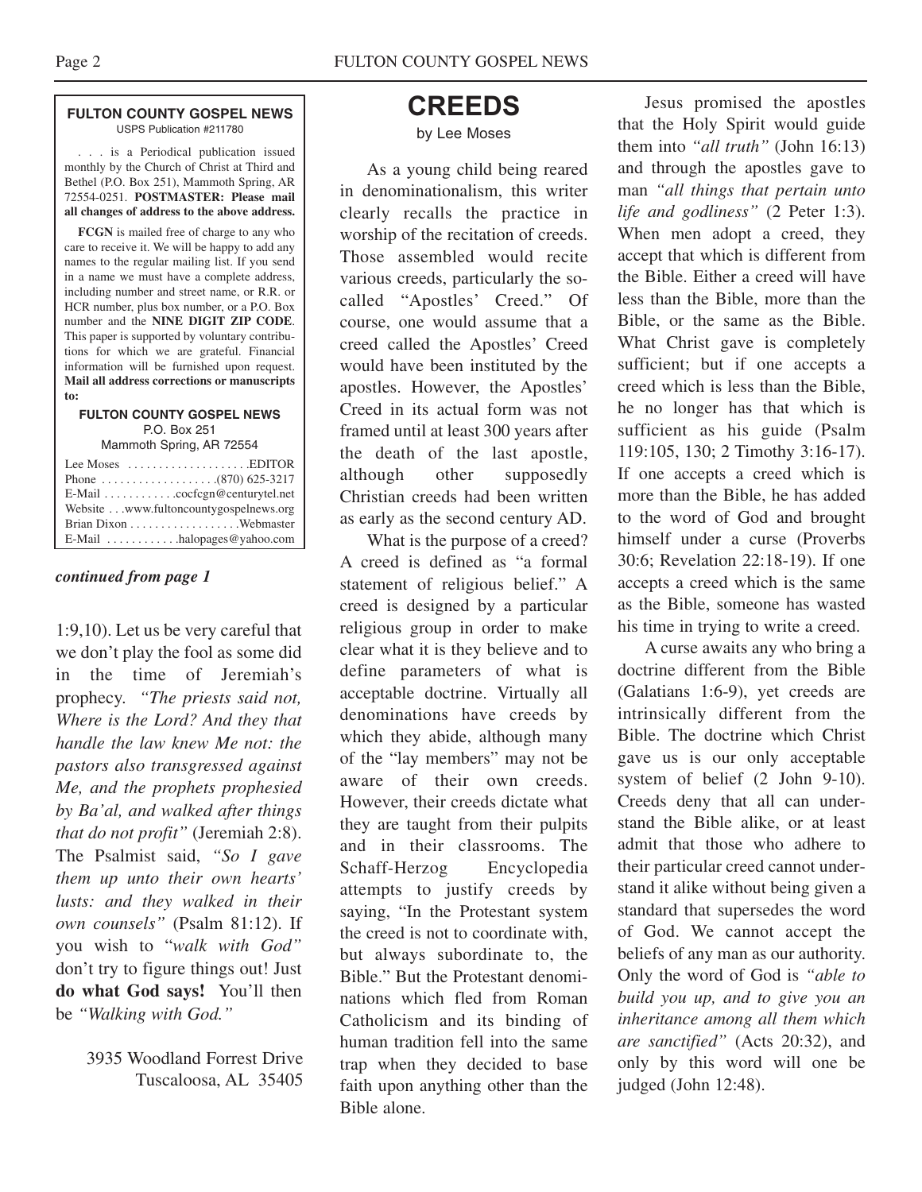**FULTON COUNTY GOSPEL NEWS**
USPS Publication #211780

. . . is a Periodical publication issued monthly by the Church of Christ at Third and Bethel (P.O. Box 251), Mammoth Spring, AR 72554-0251. **POSTMASTER: Please mail all changes of address to the above address.**

**FCGN** is mailed free of charge to any who care to receive it. We will be happy to add any names to the regular mailing list. If you send in a name we must have a complete address, including number and street name, or R.R. or HCR number, plus box number, or a P.O. Box number and the **NINE DIGIT ZIP CODE**. This paper is supported by voluntary contributions for which we are grateful. Financial information will be furnished upon request. **Mail all address corrections or manuscripts to:**

**FULTON COUNTY GOSPEL NEWS**
P.O. Box 251
Mammoth Spring, AR 72554

Lee Moses . . . . . . . . . . . . . . . . . . . .EDITOR
Phone . . . . . . . . . . . . . . . . . . .(870) 625-3217
E-Mail . . . . . . . . . . . .cocfcgn@centurytel.net
Website . . .www.fultoncountygospelnews.org
Brian Dixon . . . . . . . . . . . . . . . . . .Webmaster
E-Mail . . . . . . . . . . . .halopages@yahoo.com

***continued from page 1***

1:9,10). Let us be very careful that we don't play the fool as some did in the time of Jeremiah's prophecy. *"The priests said not, Where is the Lord? And they that handle the law knew Me not: the pastors also transgressed against Me, and the prophets prophesied by Ba'al, and walked after things that do not profit"* (Jeremiah 2:8). The Psalmist said, *"So I gave them up unto their own hearts' lusts: and they walked in their own counsels"* (Psalm 81:12). If you wish to "*walk with God"* don't try to figure things out! Just **do what God says!** You'll then be *"Walking with God."*

3935 Woodland Forrest Drive
Tuscaloosa, AL 35405

# CREEDS

by Lee Moses

As a young child being reared in denominationalism, this writer clearly recalls the practice in worship of the recitation of creeds. Those assembled would recite various creeds, particularly the so-called "Apostles' Creed." Of course, one would assume that a creed called the Apostles' Creed would have been instituted by the apostles. However, the Apostles' Creed in its actual form was not framed until at least 300 years after the death of the last apostle, although other supposedly Christian creeds had been written as early as the second century AD.

What is the purpose of a creed? A creed is defined as "a formal statement of religious belief." A creed is designed by a particular religious group in order to make clear what it is they believe and to define parameters of what is acceptable doctrine. Virtually all denominations have creeds by which they abide, although many of the "lay members" may not be aware of their own creeds. However, their creeds dictate what they are taught from their pulpits and in their classrooms. The Schaff-Herzog Encyclopedia attempts to justify creeds by saying, "In the Protestant system the creed is not to coordinate with, but always subordinate to, the Bible." But the Protestant denominations which fled from Roman Catholicism and its binding of human tradition fell into the same trap when they decided to base faith upon anything other than the Bible alone.

Jesus promised the apostles that the Holy Spirit would guide them into *"all truth"* (John 16:13) and through the apostles gave to man *"all things that pertain unto life and godliness"* (2 Peter 1:3). When men adopt a creed, they accept that which is different from the Bible. Either a creed will have less than the Bible, more than the Bible, or the same as the Bible. What Christ gave is completely sufficient; but if one accepts a creed which is less than the Bible, he no longer has that which is sufficient as his guide (Psalm 119:105, 130; 2 Timothy 3:16-17). If one accepts a creed which is more than the Bible, he has added to the word of God and brought himself under a curse (Proverbs 30:6; Revelation 22:18-19). If one accepts a creed which is the same as the Bible, someone has wasted his time in trying to write a creed.

A curse awaits any who bring a doctrine different from the Bible (Galatians 1:6-9), yet creeds are intrinsically different from the Bible. The doctrine which Christ gave us is our only acceptable system of belief (2 John 9-10). Creeds deny that all can understand the Bible alike, or at least admit that those who adhere to their particular creed cannot understand it alike without being given a standard that supersedes the word of God. We cannot accept the beliefs of any man as our authority. Only the word of God is *"able to build you up, and to give you an inheritance among all them which are sanctified"* (Acts 20:32), and only by this word will one be judged (John 12:48).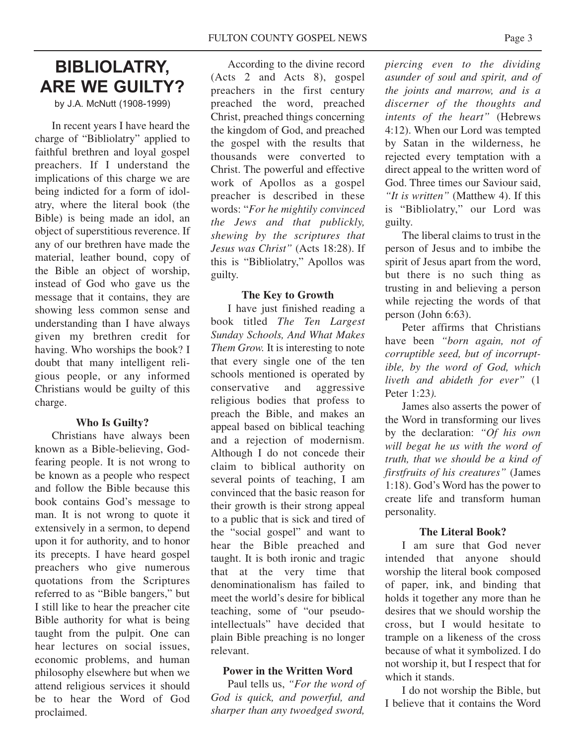# BIBLIOLATRY, ARE WE GUILTY?

by J.A. McNutt (1908-1999)

In recent years I have heard the charge of "Bibliolatry" applied to faithful brethren and loyal gospel preachers. If I understand the implications of this charge we are being indicted for a form of idolatry, where the literal book (the Bible) is being made an idol, an object of superstitious reverence. If any of our brethren have made the material, leather bound, copy of the Bible an object of worship, instead of God who gave us the message that it contains, they are showing less common sense and understanding than I have always given my brethren credit for having. Who worships the book? I doubt that many intelligent religious people, or any informed Christians would be guilty of this charge.

### Who Is Guilty?

Christians have always been known as a Bible-believing, God-fearing people. It is not wrong to be known as a people who respect and follow the Bible because this book contains God's message to man. It is not wrong to quote it extensively in a sermon, to depend upon it for authority, and to honor its precepts. I have heard gospel preachers who give numerous quotations from the Scriptures referred to as "Bible bangers," but I still like to hear the preacher cite Bible authority for what is being taught from the pulpit. One can hear lectures on social issues, economic problems, and human philosophy elsewhere but when we attend religious services it should be to hear the Word of God proclaimed.

According to the divine record (Acts 2 and Acts 8), gospel preachers in the first century preached the word, preached Christ, preached things concerning the kingdom of God, and preached the gospel with the results that thousands were converted to Christ. The powerful and effective work of Apollos as a gospel preacher is described in these words: "*For he mightily convinced the Jews and that publickly, shewing by the scriptures that Jesus was Christ"* (Acts 18:28). If this is "Bibliolatry," Apollos was guilty.

### The Key to Growth

I have just finished reading a book titled *The Ten Largest Sunday Schools, And What Makes Them Grow.* It is interesting to note that every single one of the ten schools mentioned is operated by conservative and aggressive religious bodies that profess to preach the Bible, and makes an appeal based on biblical teaching and a rejection of modernism. Although I do not concede their claim to biblical authority on several points of teaching, I am convinced that the basic reason for their growth is their strong appeal to a public that is sick and tired of the "social gospel" and want to hear the Bible preached and taught. It is both ironic and tragic that at the very time that denominationalism has failed to meet the world's desire for biblical teaching, some of "our pseudo-intellectuals" have decided that plain Bible preaching is no longer relevant.

### Power in the Written Word

Paul tells us, *"For the word of God is quick, and powerful, and sharper than any twoedged sword, piercing even to the dividing asunder of soul and spirit, and of the joints and marrow, and is a discerner of the thoughts and intents of the heart"* (Hebrews 4:12). When our Lord was tempted by Satan in the wilderness, he rejected every temptation with a direct appeal to the written word of God. Three times our Saviour said, *"It is written"* (Matthew 4). If this is "Bibliolatry," our Lord was guilty.

The liberal claims to trust in the person of Jesus and to imbibe the spirit of Jesus apart from the word, but there is no such thing as trusting in and believing a person while rejecting the words of that person (John 6:63).

Peter affirms that Christians have been *"born again, not of corruptible seed, but of incorruptible, by the word of God, which liveth and abideth for ever"* (1 Peter 1:23*).*

James also asserts the power of the Word in transforming our lives by the declaration: *"Of his own will begat he us with the word of truth, that we should be a kind of firstfruits of his creatures"* (James 1:18). God's Word has the power to create life and transform human personality.

### The Literal Book?

I am sure that God never intended that anyone should worship the literal book composed of paper, ink, and binding that holds it together any more than he desires that we should worship the cross, but I would hesitate to trample on a likeness of the cross because of what it symbolized. I do not worship it, but I respect that for which it stands.

I do not worship the Bible, but I believe that it contains the Word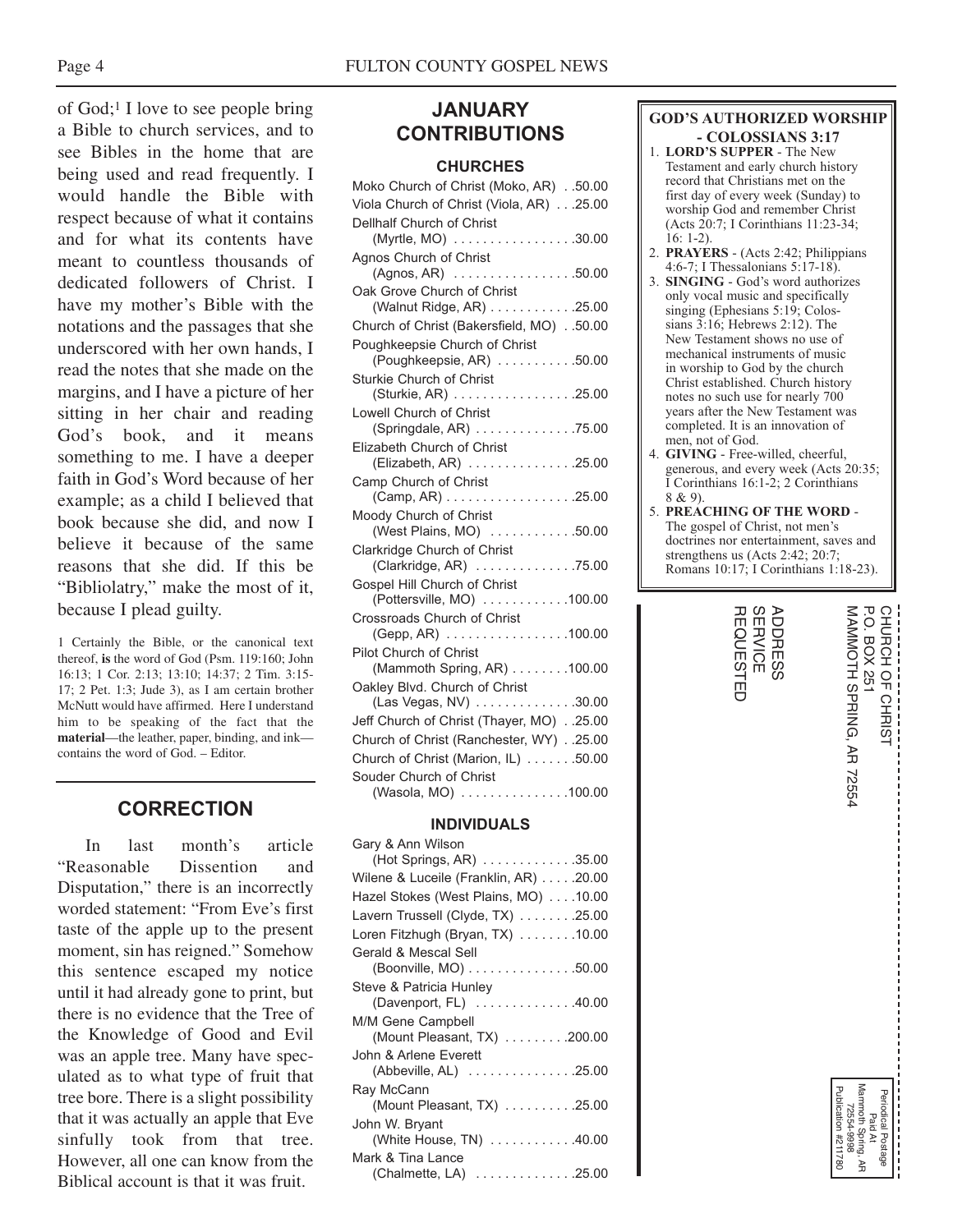of God;[1] I love to see people bring a Bible to church services, and to see Bibles in the home that are being used and read frequently. I would handle the Bible with respect because of what it contains and for what its contents have meant to countless thousands of dedicated followers of Christ. I have my mother's Bible with the notations and the passages that she underscored with her own hands, I read the notes that she made on the margins, and I have a picture of her sitting in her chair and reading God's book, and it means something to me. I have a deeper faith in God's Word because of her example; as a child I believed that book because she did, and now I believe it because of the same reasons that she did. If this be "Bibliolatry," make the most of it, because I plead guilty.

1 Certainly the Bible, or the canonical text thereof, **is** the word of God (Psm. 119:160; John 16:13; 1 Cor. 2:13; 13:10; 14:37; 2 Tim. 3:15-17; 2 Pet. 1:3; Jude 3), as I am certain brother McNutt would have affirmed. Here I understand him to be speaking of the fact that the **material**—the leather, paper, binding, and ink—contains the word of God. – Editor.

## CORRECTION

In last month's article "Reasonable Dissention and Disputation," there is an incorrectly worded statement: "From Eve's first taste of the apple up to the present moment, sin has reigned." Somehow this sentence escaped my notice until it had already gone to print, but there is no evidence that the Tree of the Knowledge of Good and Evil was an apple tree. Many have speculated as to what type of fruit that tree bore. There is a slight possibility that it was actually an apple that Eve sinfully took from that tree. However, all one can know from the Biblical account is that it was fruit.

## JANUARY CONTRIBUTIONS

### CHURCHES

| | |
|---|---|
| Moko Church of Christ (Moko, AR) | 50.00 |
| Viola Church of Christ (Viola, AR) | 25.00 |
| Dellhalf Church of Christ (Myrtle, MO) | 30.00 |
| Agnos Church of Christ (Agnos, AR) | 50.00 |
| Oak Grove Church of Christ (Walnut Ridge, AR) | 25.00 |
| Church of Christ (Bakersfield, MO) | 50.00 |
| Poughkeepsie Church of Christ (Poughkeepsie, AR) | 50.00 |
| Sturkie Church of Christ (Sturkie, AR) | 25.00 |
| Lowell Church of Christ (Springdale, AR) | 75.00 |
| Elizabeth Church of Christ (Elizabeth, AR) | 25.00 |
| Camp Church of Christ (Camp, AR) | 25.00 |
| Moody Church of Christ (West Plains, MO) | 50.00 |
| Clarkridge Church of Christ (Clarkridge, AR) | 75.00 |
| Gospel Hill Church of Christ (Pottersville, MO) | 100.00 |
| Crossroads Church of Christ (Gepp, AR) | 100.00 |
| Pilot Church of Christ (Mammoth Spring, AR) | 100.00 |
| Oakley Blvd. Church of Christ (Las Vegas, NV) | 30.00 |
| Jeff Church of Christ (Thayer, MO) | 25.00 |
| Church of Christ (Ranchester, WY) | 25.00 |
| Church of Christ (Marion, IL) | 50.00 |
| Souder Church of Christ (Wasola, MO) | 100.00 |

### INDIVIDUALS

| | |
|---|---|
| Gary & Ann Wilson (Hot Springs, AR) | 35.00 |
| Wilene & Luceile (Franklin, AR) | 20.00 |
| Hazel Stokes (West Plains, MO) | 10.00 |
| Lavern Trussell (Clyde, TX) | 25.00 |
| Loren Fitzhugh (Bryan, TX) | 10.00 |
| Gerald & Mescal Sell (Boonville, MO) | 50.00 |
| Steve & Patricia Hunley (Davenport, FL) | 40.00 |
| M/M Gene Campbell (Mount Pleasant, TX) | 200.00 |
| John & Arlene Everett (Abbeville, AL) | 25.00 |
| Ray McCann (Mount Pleasant, TX) | 25.00 |
| John W. Bryant (White House, TN) | 40.00 |
| Mark & Tina Lance (Chalmette, LA) | 25.00 |

## GOD'S AUTHORIZED WORSHIP - COLOSSIANS 3:17

1. **LORD'S SUPPER** - The New Testament and early church history record that Christians met on the first day of every week (Sunday) to worship God and remember Christ (Acts 20:7; I Corinthians 11:23-34; 16: 1-2).
2. **PRAYERS** - (Acts 2:42; Philippians 4:6-7; I Thessalonians 5:17-18).
3. **SINGING** - God's word authorizes only vocal music and specifically singing (Ephesians 5:19; Colossians 3:16; Hebrews 2:12). The New Testament shows no use of mechanical instruments of music in worship to God by the church Christ established. Church history notes no such use for nearly 700 years after the New Testament was completed. It is an innovation of men, not of God.
4. **GIVING** - Free-willed, cheerful, generous, and every week (Acts 20:35; I Corinthians 16:1-2; 2 Corinthians 8 & 9).
5. **PREACHING OF THE WORD** - The gospel of Christ, not men's doctrines nor entertainment, saves and strengthens us (Acts 2:42; 20:7; Romans 10:17; I Corinthians 1:18-23).

CHURCH OF CHRIST
P.O. BOX 251
MAMMOTH SPRING, AR 72554

ADDRESS
SERVICE
REQUESTED

Periodical Postage
Paid At
Mammoth Spring, AR
72554-9998
Publication #211780